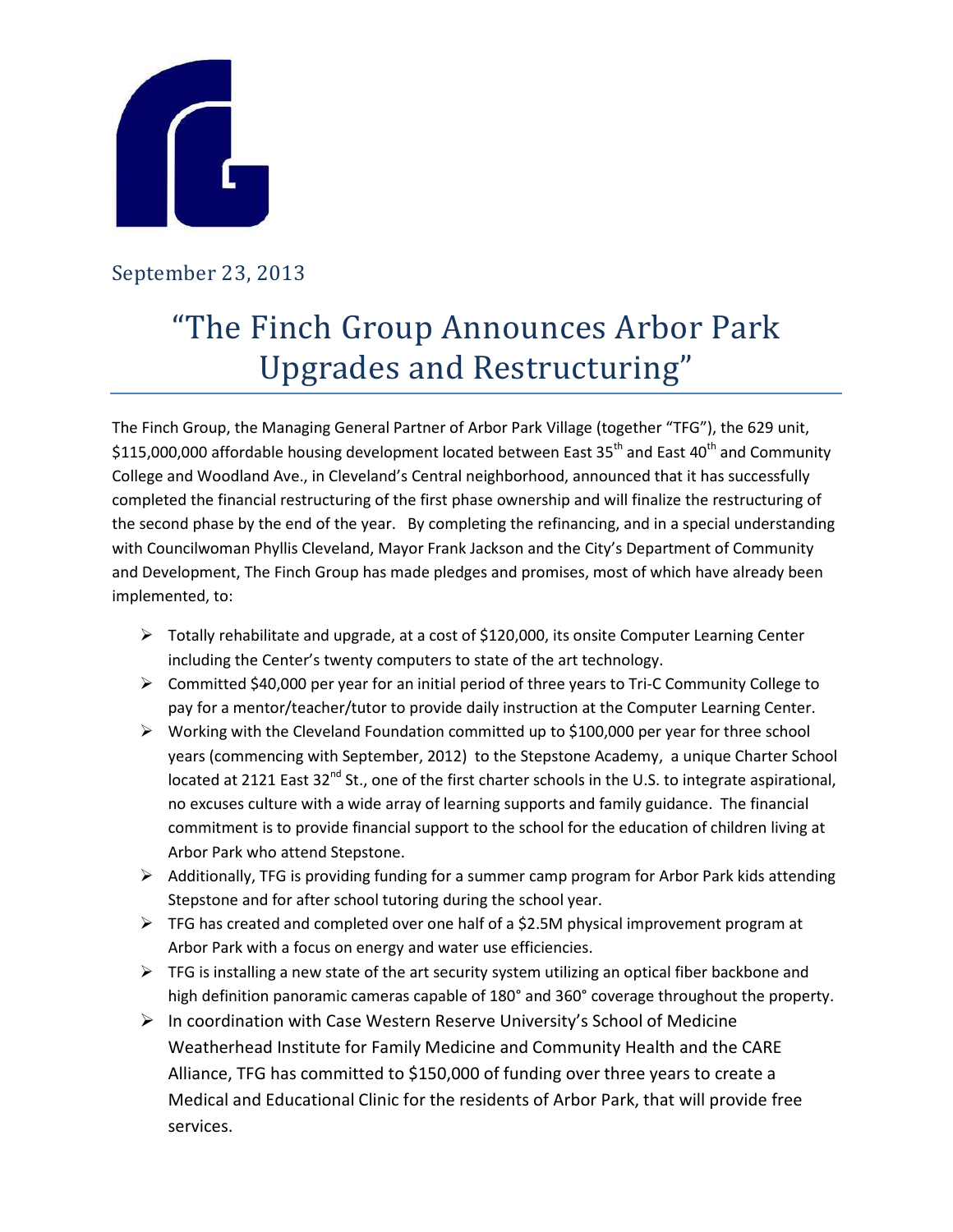September 23, 2013

# "The Finch Group Announces Arbor Park Upgrades and Restructuring"

The Finch Group, the Managing General Partner of Arbor Park Village (together "TFG"), the 629 unit, $115,000,000 affordable housing development located between East 35th and East 40th and Community College and Woodland Ave., in Cleveland's Central neighborhood, announced that it has successfully completed the financial restructuring of the first phase ownership and will finalize the restructuring of the second phase by the end of the year. By completing the refinancing, and in a special understanding with Councilwoman Phyllis Cleveland, Mayor Frank Jackson and the City's Department of Community and Development, The Finch Group has made pledges and promises, most of which have already been implemented, to:

- Totally rehabilitate and upgrade, at a cost of $120,000, its onsite Computer Learning Center including the Center's twenty computers to state of the art technology.
- Committed $40,000 per year for an initial period of three years to Tri-C Community College to pay for a mentor/teacher/tutor to provide daily instruction at the Computer Learning Center.
- Working with the Cleveland Foundation committed up to $100,000 per year for three school years (commencing with September, 2012) to the Stepstone Academy, a unique Charter School located at 2121 East 32nd St., one of the first charter schools in the U.S. to integrate aspirational, no excuses culture with a wide array of learning supports and family guidance. The financial commitment is to provide financial support to the school for the education of children living at Arbor Park who attend Stepstone.
- Additionally, TFG is providing funding for a summer camp program for Arbor Park kids attending Stepstone and for after school tutoring during the school year.
- TFG has created and completed over one half of a $2.5M physical improvement program at Arbor Park with a focus on energy and water use efficiencies.
- TFG is installing a new state of the art security system utilizing an optical fiber backbone and high definition panoramic cameras capable of 180° and 360° coverage throughout the property.
- In coordination with Case Western Reserve University's School of Medicine Weatherhead Institute for Family Medicine and Community Health and the CARE Alliance, TFG has committed to $150,000 of funding over three years to create a Medical and Educational Clinic for the residents of Arbor Park, that will provide free services.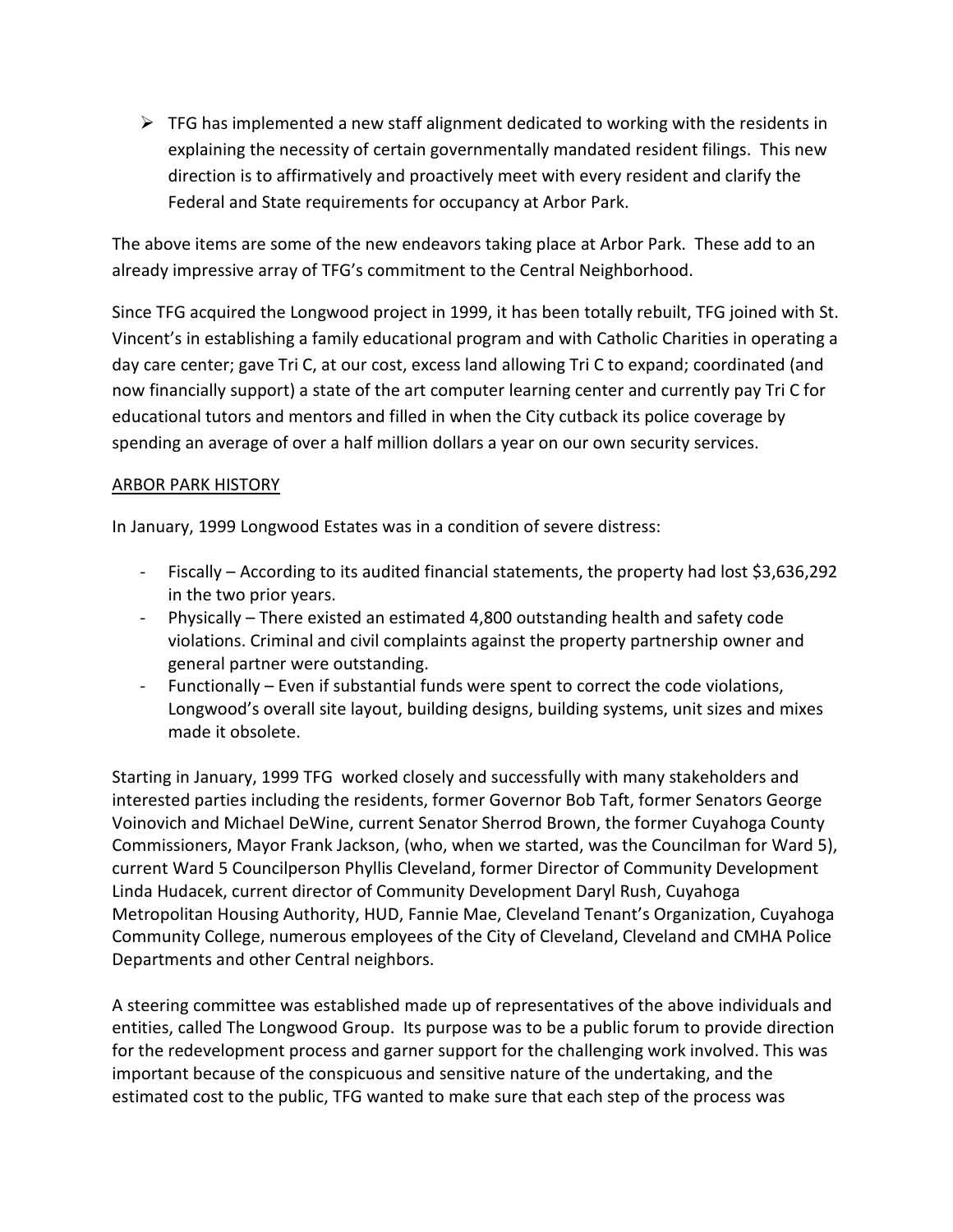- TFG has implemented a new staff alignment dedicated to working with the residents in explaining the necessity of certain governmentally mandated resident filings. This new direction is to affirmatively and proactively meet with every resident and clarify the Federal and State requirements for occupancy at Arbor Park.

The above items are some of the new endeavors taking place at Arbor Park. These add to an already impressive array of TFG's commitment to the Central Neighborhood.

Since TFG acquired the Longwood project in 1999, it has been totally rebuilt, TFG joined with St. Vincent's in establishing a family educational program and with Catholic Charities in operating a day care center; gave Tri C, at our cost, excess land allowing Tri C to expand; coordinated (and now financially support) a state of the art computer learning center and currently pay Tri C for educational tutors and mentors and filled in when the City cutback its police coverage by spending an average of over a half million dollars a year on our own security services.

## ARBOR PARK HISTORY

In January, 1999 Longwood Estates was in a condition of severe distress:

- Fiscally – According to its audited financial statements, the property had lost $3,636,292 in the two prior years.
- Physically – There existed an estimated 4,800 outstanding health and safety code violations. Criminal and civil complaints against the property partnership owner and general partner were outstanding.
- Functionally – Even if substantial funds were spent to correct the code violations, Longwood's overall site layout, building designs, building systems, unit sizes and mixes made it obsolete.

Starting in January, 1999 TFG worked closely and successfully with many stakeholders and interested parties including the residents, former Governor Bob Taft, former Senators George Voinovich and Michael DeWine, current Senator Sherrod Brown, the former Cuyahoga County Commissioners, Mayor Frank Jackson, (who, when we started, was the Councilman for Ward 5), current Ward 5 Councilperson Phyllis Cleveland, former Director of Community Development Linda Hudacek, current director of Community Development Daryl Rush, Cuyahoga Metropolitan Housing Authority, HUD, Fannie Mae, Cleveland Tenant's Organization, Cuyahoga Community College, numerous employees of the City of Cleveland, Cleveland and CMHA Police Departments and other Central neighbors.

A steering committee was established made up of representatives of the above individuals and entities, called The Longwood Group. Its purpose was to be a public forum to provide direction for the redevelopment process and garner support for the challenging work involved. This was important because of the conspicuous and sensitive nature of the undertaking, and the estimated cost to the public, TFG wanted to make sure that each step of the process was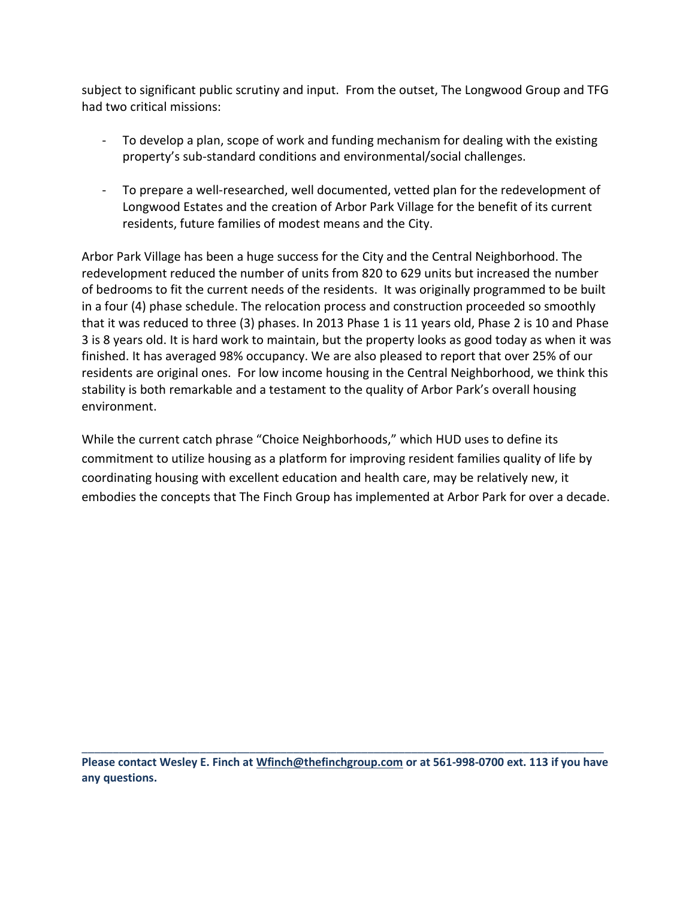subject to significant public scrutiny and input. From the outset, The Longwood Group and TFG had two critical missions:

- To develop a plan, scope of work and funding mechanism for dealing with the existing property's sub-standard conditions and environmental/social challenges.

- To prepare a well-researched, well documented, vetted plan for the redevelopment of Longwood Estates and the creation of Arbor Park Village for the benefit of its current residents, future families of modest means and the City.

Arbor Park Village has been a huge success for the City and the Central Neighborhood. The redevelopment reduced the number of units from 820 to 629 units but increased the number of bedrooms to fit the current needs of the residents. It was originally programmed to be built in a four (4) phase schedule. The relocation process and construction proceeded so smoothly that it was reduced to three (3) phases. In 2013 Phase 1 is 11 years old, Phase 2 is 10 and Phase 3 is 8 years old. It is hard work to maintain, but the property looks as good today as when it was finished. It has averaged 98% occupancy. We are also pleased to report that over 25% of our residents are original ones. For low income housing in the Central Neighborhood, we think this stability is both remarkable and a testament to the quality of Arbor Park's overall housing environment.

While the current catch phrase "Choice Neighborhoods," which HUD uses to define its commitment to utilize housing as a platform for improving resident families quality of life by coordinating housing with excellent education and health care, may be relatively new, it embodies the concepts that The Finch Group has implemented at Arbor Park for over a decade.

---

**Please contact Wesley E. Finch at Wfinch@thefinchgroup.com or at 561-998-0700 ext. 113 if you have any questions.**